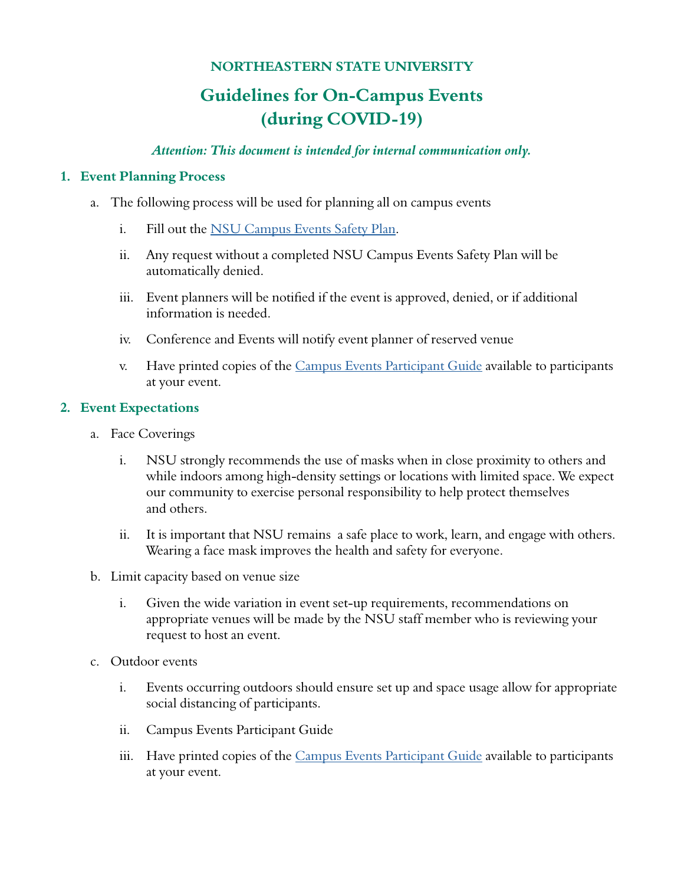**NORTHEASTERN STATE UNIVERSITY**

# Guidelines for On-Campus Events (during COVID-19)

***Attention: This document is intended for internal communication only.***

## 1. Event Planning Process

a. The following process will be used for planning all on campus events

   i. Fill out the NSU Campus Events Safety Plan.

   ii. Any request without a completed NSU Campus Events Safety Plan will be automatically denied.

   iii. Event planners will be notified if the event is approved, denied, or if additional information is needed.

   iv. Conference and Events will notify event planner of reserved venue

   v. Have printed copies of the Campus Events Participant Guide available to participants at your event.

## 2. Event Expectations

a. Face Coverings

   i. NSU strongly recommends the use of masks when in close proximity to others and while indoors among high-density settings or locations with limited space. We expect our community to exercise personal responsibility to help protect themselves and others.

   ii. It is important that NSU remains a safe place to work, learn, and engage with others. Wearing a face mask improves the health and safety for everyone.

b. Limit capacity based on venue size

   i. Given the wide variation in event set-up requirements, recommendations on appropriate venues will be made by the NSU staff member who is reviewing your request to host an event.

c. Outdoor events

   i. Events occurring outdoors should ensure set up and space usage allow for appropriate social distancing of participants.

   ii. Campus Events Participant Guide

   iii. Have printed copies of the Campus Events Participant Guide available to participants at your event.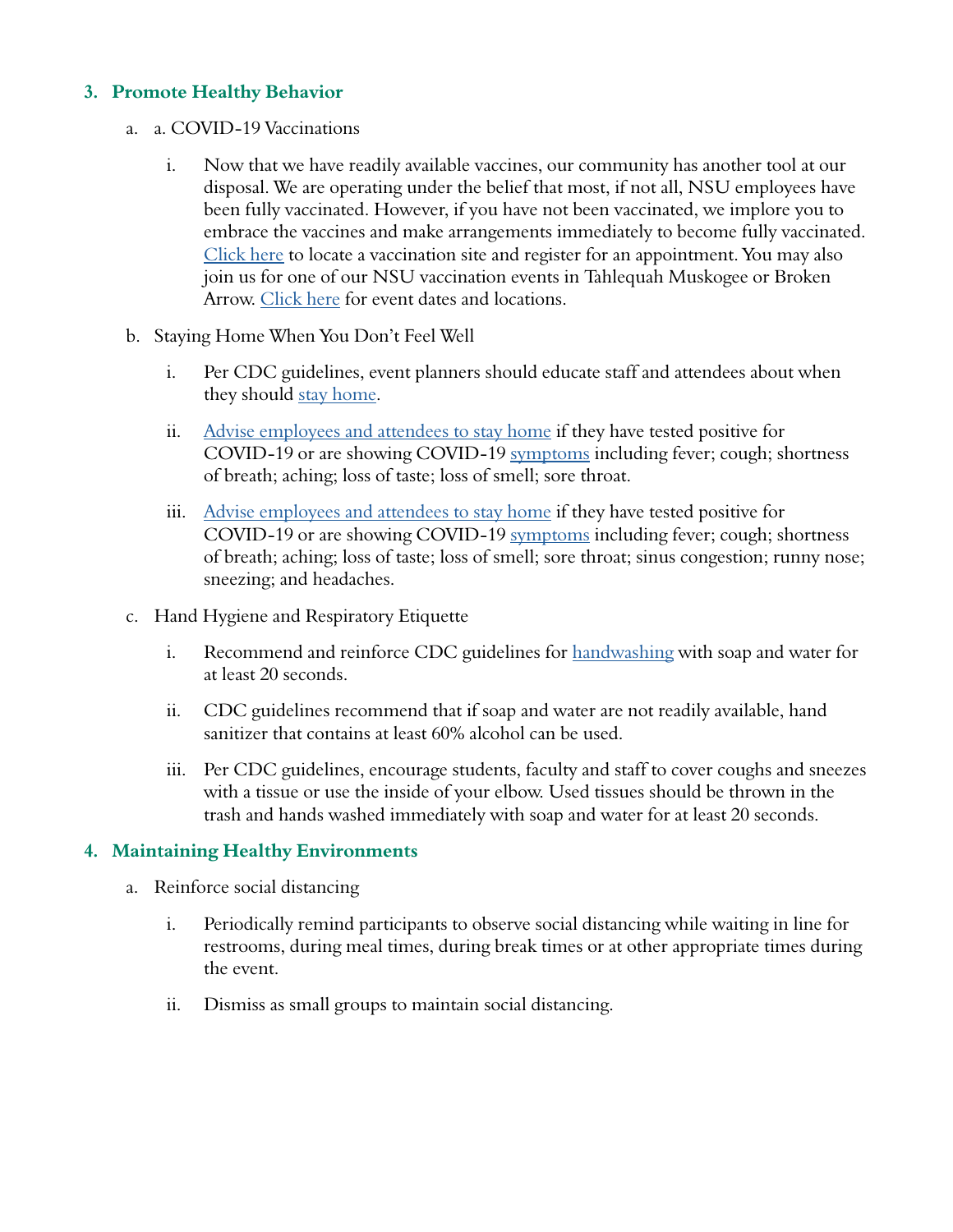### 3. Promote Healthy Behavior

a. a. COVID-19 Vaccinations

   i. Now that we have readily available vaccines, our community has another tool at our disposal. We are operating under the belief that most, if not all, NSU employees have been fully vaccinated. However, if you have not been vaccinated, we implore you to embrace the vaccines and make arrangements immediately to become fully vaccinated. Click here to locate a vaccination site and register for an appointment. You may also join us for one of our NSU vaccination events in Tahlequah Muskogee or Broken Arrow. Click here for event dates and locations.

b. Staying Home When You Don't Feel Well

   i. Per CDC guidelines, event planners should educate staff and attendees about when they should stay home.

   ii. Advise employees and attendees to stay home if they have tested positive for COVID-19 or are showing COVID-19 symptoms including fever; cough; shortness of breath; aching; loss of taste; loss of smell; sore throat.

   iii. Advise employees and attendees to stay home if they have tested positive for COVID-19 or are showing COVID-19 symptoms including fever; cough; shortness of breath; aching; loss of taste; loss of smell; sore throat; sinus congestion; runny nose; sneezing; and headaches.

c. Hand Hygiene and Respiratory Etiquette

   i. Recommend and reinforce CDC guidelines for handwashing with soap and water for at least 20 seconds.

   ii. CDC guidelines recommend that if soap and water are not readily available, hand sanitizer that contains at least 60% alcohol can be used.

   iii. Per CDC guidelines, encourage students, faculty and staff to cover coughs and sneezes with a tissue or use the inside of your elbow. Used tissues should be thrown in the trash and hands washed immediately with soap and water for at least 20 seconds.

### 4. Maintaining Healthy Environments

a. Reinforce social distancing

   i. Periodically remind participants to observe social distancing while waiting in line for restrooms, during meal times, during break times or at other appropriate times during the event.

   ii. Dismiss as small groups to maintain social distancing.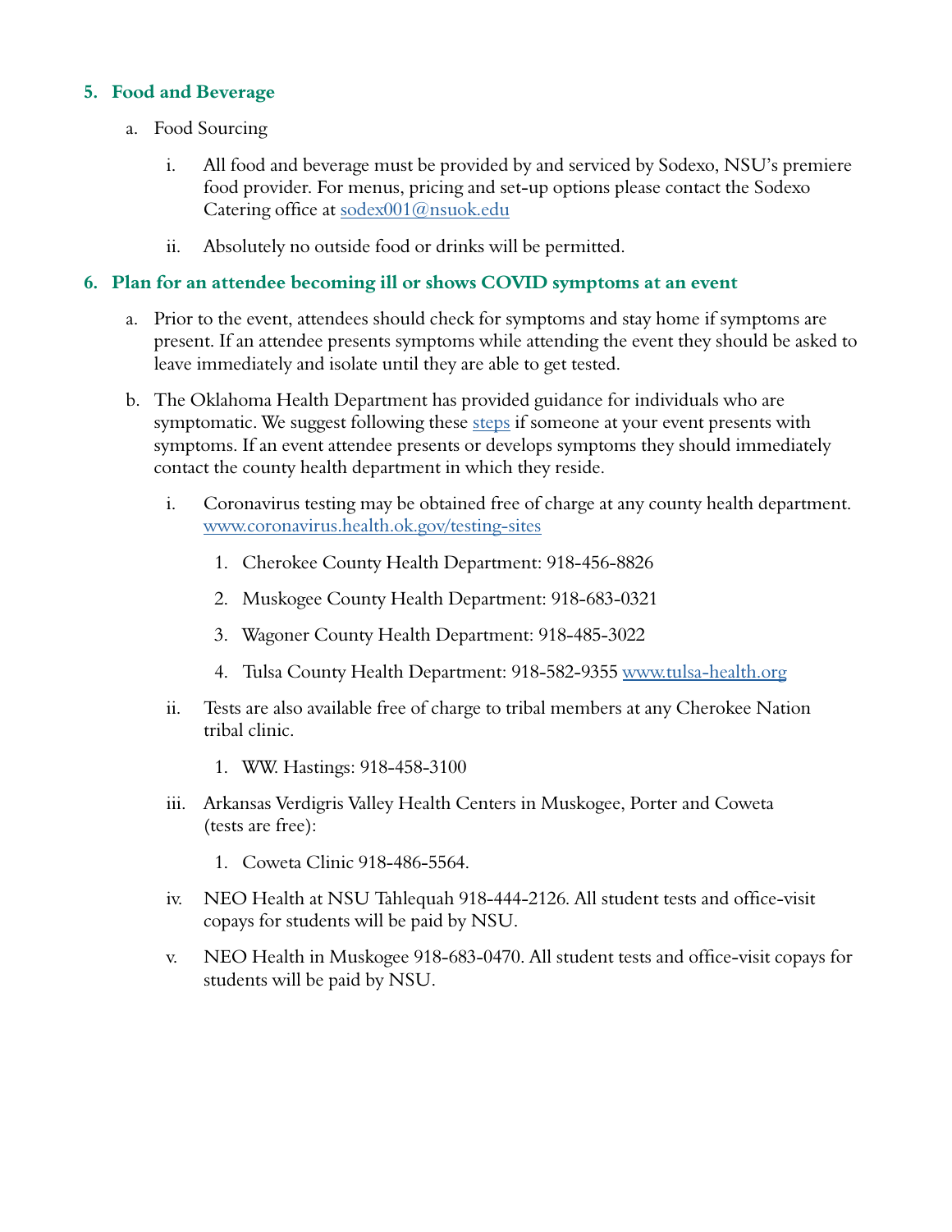5. **Food and Beverage**

   a. Food Sourcing

      i. All food and beverage must be provided by and serviced by Sodexo, NSU's premiere food provider. For menus, pricing and set-up options please contact the Sodexo Catering office at sodex001@nsuok.edu

      ii. Absolutely no outside food or drinks will be permitted.

6. **Plan for an attendee becoming ill or shows COVID symptoms at an event**

   a. Prior to the event, attendees should check for symptoms and stay home if symptoms are present. If an attendee presents symptoms while attending the event they should be asked to leave immediately and isolate until they are able to get tested.

   b. The Oklahoma Health Department has provided guidance for individuals who are symptomatic. We suggest following these steps if someone at your event presents with symptoms. If an event attendee presents or develops symptoms they should immediately contact the county health department in which they reside.

      i. Coronavirus testing may be obtained free of charge at any county health department. www.coronavirus.health.ok.gov/testing-sites

         1. Cherokee County Health Department: 918-456-8826
         2. Muskogee County Health Department: 918-683-0321
         3. Wagoner County Health Department: 918-485-3022
         4. Tulsa County Health Department: 918-582-9355 www.tulsa-health.org

      ii. Tests are also available free of charge to tribal members at any Cherokee Nation tribal clinic.

         1. WW. Hastings: 918-458-3100

      iii. Arkansas Verdigris Valley Health Centers in Muskogee, Porter and Coweta (tests are free):

         1. Coweta Clinic 918-486-5564.

      iv. NEO Health at NSU Tahlequah 918-444-2126. All student tests and office-visit copays for students will be paid by NSU.

      v. NEO Health in Muskogee 918-683-0470. All student tests and office-visit copays for students will be paid by NSU.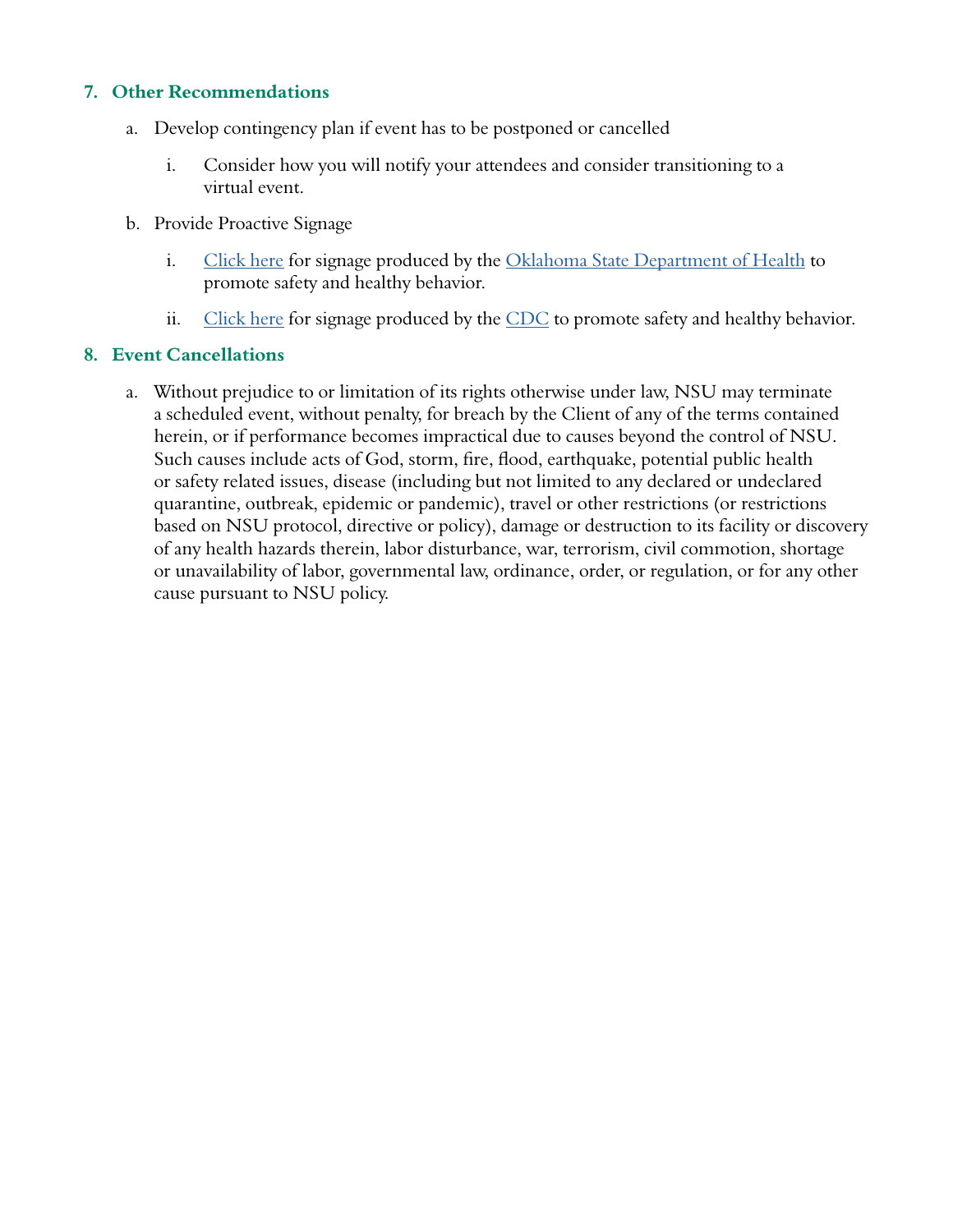## 7. Other Recommendations

a. Develop contingency plan if event has to be postponed or cancelled

   i. Consider how you will notify your attendees and consider transitioning to a virtual event.

b. Provide Proactive Signage

   i. Click here for signage produced by the Oklahoma State Department of Health to promote safety and healthy behavior.

   ii. Click here for signage produced by the CDC to promote safety and healthy behavior.

## 8. Event Cancellations

a. Without prejudice to or limitation of its rights otherwise under law, NSU may terminate a scheduled event, without penalty, for breach by the Client of any of the terms contained herein, or if performance becomes impractical due to causes beyond the control of NSU. Such causes include acts of God, storm, fire, flood, earthquake, potential public health or safety related issues, disease (including but not limited to any declared or undeclared quarantine, outbreak, epidemic or pandemic), travel or other restrictions (or restrictions based on NSU protocol, directive or policy), damage or destruction to its facility or discovery of any health hazards therein, labor disturbance, war, terrorism, civil commotion, shortage or unavailability of labor, governmental law, ordinance, order, or regulation, or for any other cause pursuant to NSU policy.